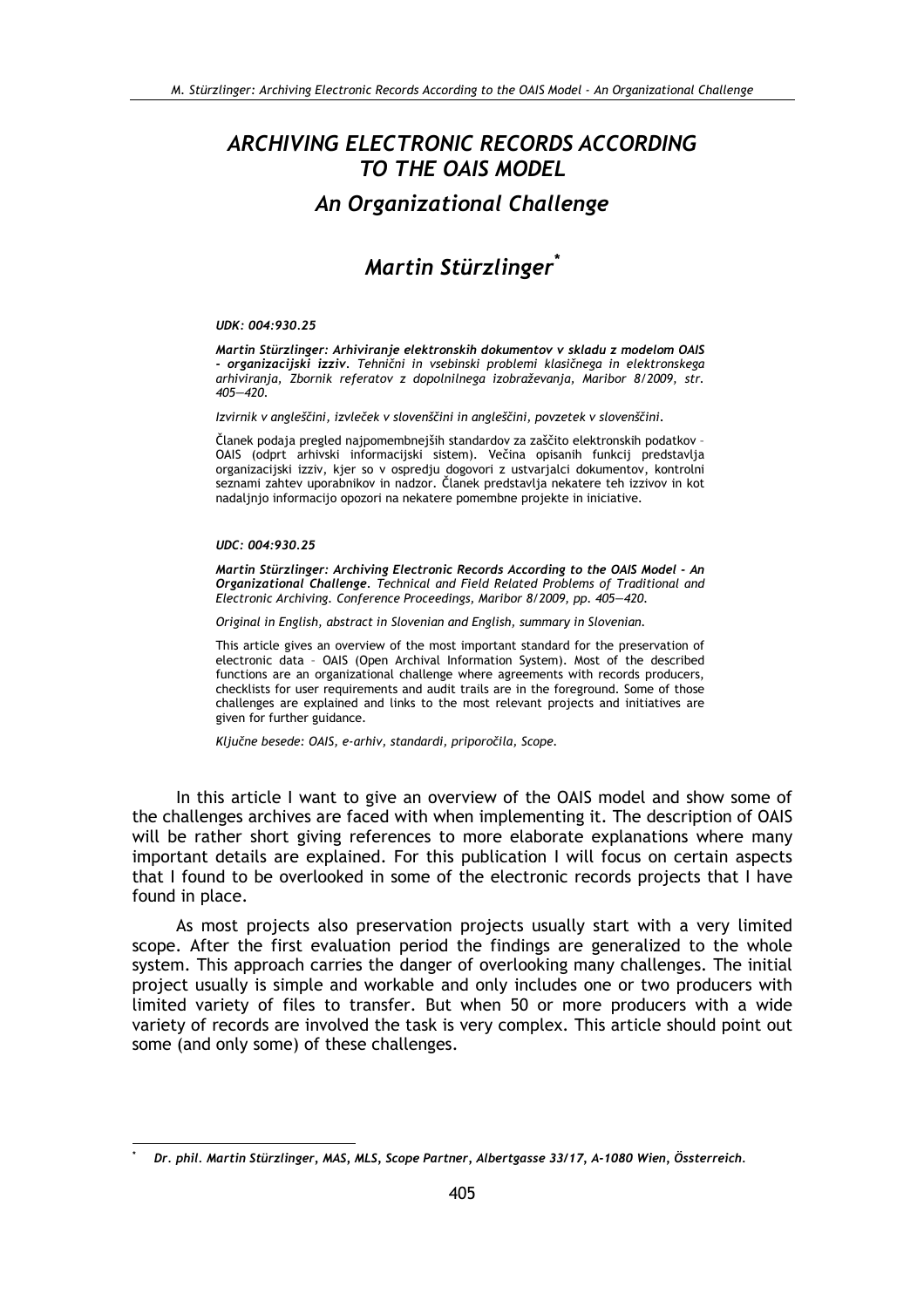# *ARCHIVING ELECTRONIC RECORDS ACCORDING TO THE OAIS MODEL*

## *An Organizational Challenge*

## *Martin Stürzlinger*[*]

***UDK: 004:930.25***

***Martin Stürzlinger:** **Arhiviranje elektronskih dokumentov v skladu z modelom OAIS - organizacijski izziv**. Tehnični in vsebinski problemi klasičnega in elektronskega arhiviranja, Zbornik referatov z dopolnilnega izobraževanja, Maribor 8/2009, str. 405—420.*

*Izvirnik v angleščini, izvleček v slovenščini in angleščini, povzetek v slovenščini.*

Članek podaja pregled najpomembnejših standardov za zaščito elektronskih podatkov – OAIS (odprt arhivski informacijski sistem). Večina opisanih funkcij predstavlja organizacijski izziv, kjer so v ospredju dogovori z ustvarjalci dokumentov, kontrolni seznami zahtev uporabnikov in nadzor. Članek predstavlja nekatere teh izzivov in kot nadaljnjo informacijo opozori na nekatere pomembne projekte in iniciative.

***UDC: 004:930.25***

***Martin Stürzlinger:** **Archiving Electronic Records According to the OAIS Model - An Organizational Challenge**. Technical and Field Related Problems of Traditional and Electronic Archiving. Conference Proceedings, Maribor 8/2009, pp. 405—420.*

*Original in English, abstract in Slovenian and English, summary in Slovenian.*

This article gives an overview of the most important standard for the preservation of electronic data – OAIS (Open Archival Information System). Most of the described functions are an organizational challenge where agreements with records producers, checklists for user requirements and audit trails are in the foreground. Some of those challenges are explained and links to the most relevant projects and initiatives are given for further guidance.

*Ključne besede: OAIS, e-arhiv, standardi, priporočila, Scope.*

In this article I want to give an overview of the OAIS model and show some of the challenges archives are faced with when implementing it. The description of OAIS will be rather short giving references to more elaborate explanations where many important details are explained. For this publication I will focus on certain aspects that I found to be overlooked in some of the electronic records projects that I have found in place.

As most projects also preservation projects usually start with a very limited scope. After the first evaluation period the findings are generalized to the whole system. This approach carries the danger of overlooking many challenges. The initial project usually is simple and workable and only includes one or two producers with limited variety of files to transfer. But when 50 or more producers with a wide variety of records are involved the task is very complex. This article should point out some (and only some) of these challenges.

---

[*] *Dr. phil. Martin Stürzlinger, MAS, MLS, Scope Partner, Albertgasse 33/17, A-1080 Wien, Össterreich.*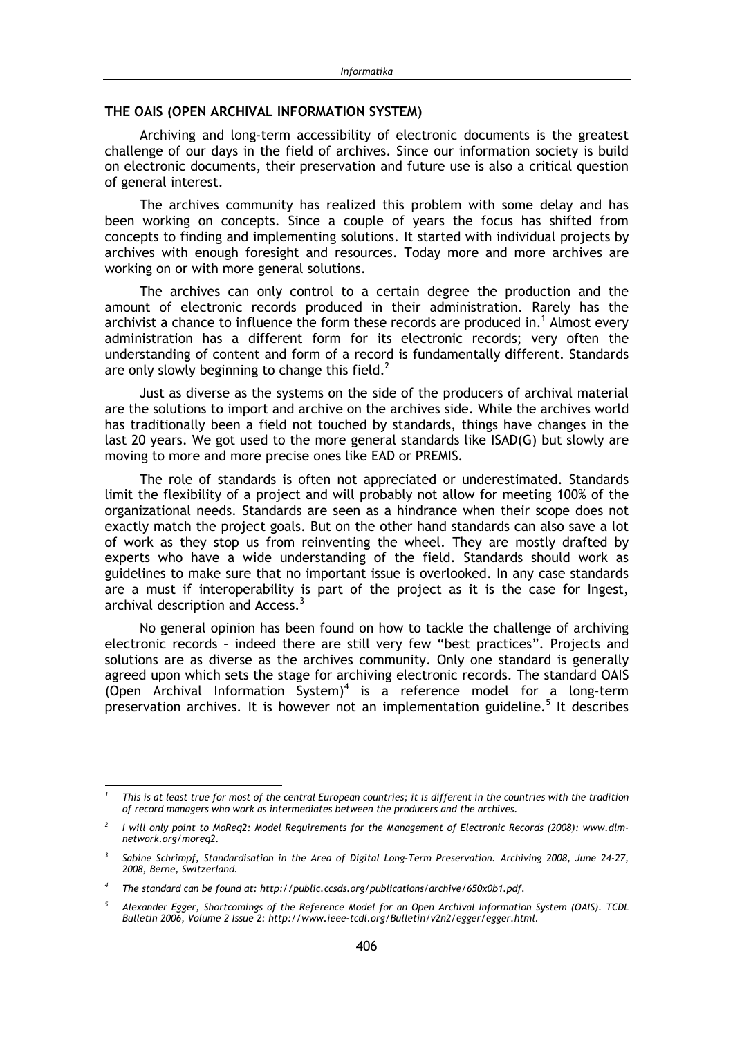## THE OAIS (OPEN ARCHIVAL INFORMATION SYSTEM)

Archiving and long-term accessibility of electronic documents is the greatest challenge of our days in the field of archives. Since our information society is build on electronic documents, their preservation and future use is also a critical question of general interest.

The archives community has realized this problem with some delay and has been working on concepts. Since a couple of years the focus has shifted from concepts to finding and implementing solutions. It started with individual projects by archives with enough foresight and resources. Today more and more archives are working on or with more general solutions.

The archives can only control to a certain degree the production and the amount of electronic records produced in their administration. Rarely has the archivist a chance to influence the form these records are produced in.[1] Almost every administration has a different form for its electronic records; very often the understanding of content and form of a record is fundamentally different. Standards are only slowly beginning to change this field.[2]

Just as diverse as the systems on the side of the producers of archival material are the solutions to import and archive on the archives side. While the archives world has traditionally been a field not touched by standards, things have changes in the last 20 years. We got used to the more general standards like ISAD(G) but slowly are moving to more and more precise ones like EAD or PREMIS.

The role of standards is often not appreciated or underestimated. Standards limit the flexibility of a project and will probably not allow for meeting 100% of the organizational needs. Standards are seen as a hindrance when their scope does not exactly match the project goals. But on the other hand standards can also save a lot of work as they stop us from reinventing the wheel. They are mostly drafted by experts who have a wide understanding of the field. Standards should work as guidelines to make sure that no important issue is overlooked. In any case standards are a must if interoperability is part of the project as it is the case for Ingest, archival description and Access.[3]

No general opinion has been found on how to tackle the challenge of archiving electronic records – indeed there are still very few "best practices". Projects and solutions are as diverse as the archives community. Only one standard is generally agreed upon which sets the stage for archiving electronic records. The standard OAIS (Open Archival Information System)[4] is a reference model for a long-term preservation archives. It is however not an implementation guideline.[5] It describes

---

[1] *This is at least true for most of the central European countries; it is different in the countries with the tradition of record managers who work as intermediates between the producers and the archives.*

[2] *I will only point to MoReq2: Model Requirements for the Management of Electronic Records (2008): www.dlm-network.org/moreq2.*

[3] *Sabine Schrimpf, Standardisation in the Area of Digital Long-Term Preservation. Archiving 2008, June 24-27, 2008, Berne, Switzerland.*

[4] *The standard can be found at: http://public.ccsds.org/publications/archive/650x0b1.pdf.*

[5] *Alexander Egger, Shortcomings of the Reference Model for an Open Archival Information System (OAIS). TCDL Bulletin 2006, Volume 2 Issue 2: http://www.ieee-tcdl.org/Bulletin/v2n2/egger/egger.html.*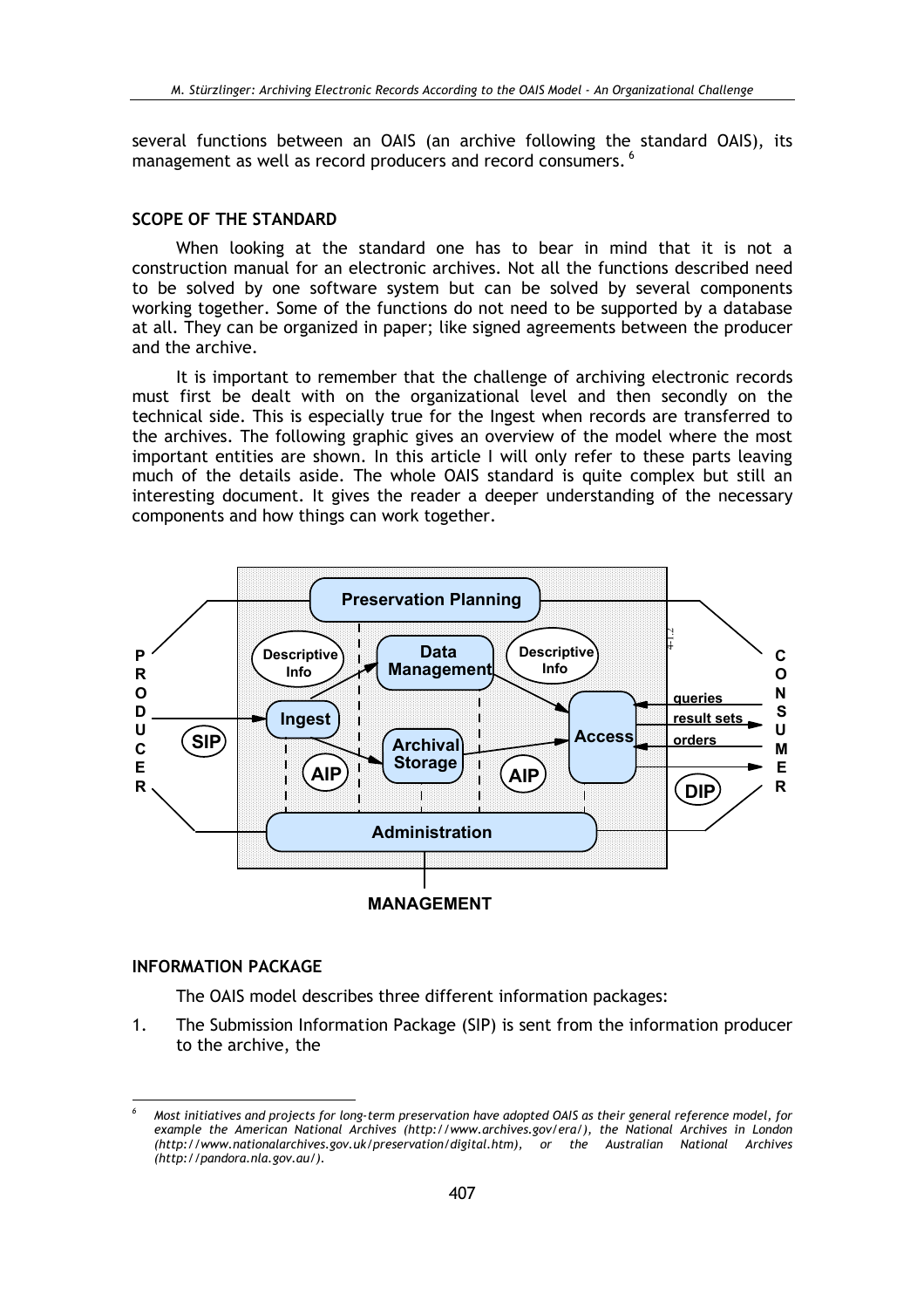several functions between an OAIS (an archive following the standard OAIS), its management as well as record producers and record consumers. [6]

## SCOPE OF THE STANDARD

When looking at the standard one has to bear in mind that it is not a construction manual for an electronic archives. Not all the functions described need to be solved by one software system but can be solved by several components working together. Some of the functions do not need to be supported by a database at all. They can be organized in paper; like signed agreements between the producer and the archive.

It is important to remember that the challenge of archiving electronic records must first be dealt with on the organizational level and then secondly on the technical side. This is especially true for the Ingest when records are transferred to the archives. The following graphic gives an overview of the model where the most important entities are shown. In this article I will only refer to these parts leaving much of the details aside. The whole OAIS standard is quite complex but still an interesting document. It gives the reader a deeper understanding of the necessary components and how things can work together.

## INFORMATION PACKAGE

The OAIS model describes three different information packages:

1. The Submission Information Package (SIP) is sent from the information producer to the archive, the

---

[6] *Most initiatives and projects for long-term preservation have adopted OAIS as their general reference model, for example the American National Archives (http://www.archives.gov/era/), the National Archives in London (http://www.nationalarchives.gov.uk/preservation/digital.htm), or the Australian National Archives (http://pandora.nla.gov.au/).*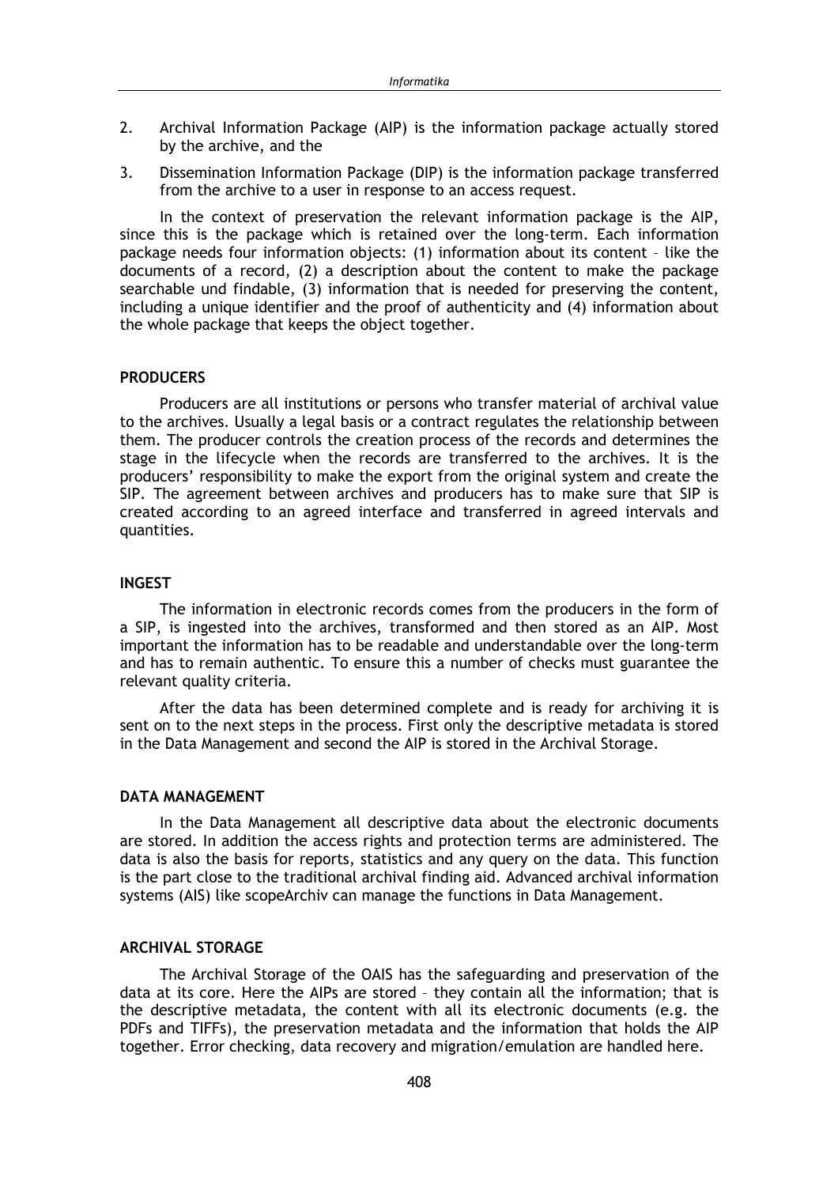2. Archival Information Package (AIP) is the information package actually stored by the archive, and the
3. Dissemination Information Package (DIP) is the information package transferred from the archive to a user in response to an access request.

In the context of preservation the relevant information package is the AIP, since this is the package which is retained over the long-term. Each information package needs four information objects: (1) information about its content – like the documents of a record, (2) a description about the content to make the package searchable und findable, (3) information that is needed for preserving the content, including a unique identifier and the proof of authenticity and (4) information about the whole package that keeps the object together.

### PRODUCERS

Producers are all institutions or persons who transfer material of archival value to the archives. Usually a legal basis or a contract regulates the relationship between them. The producer controls the creation process of the records and determines the stage in the lifecycle when the records are transferred to the archives. It is the producers' responsibility to make the export from the original system and create the SIP. The agreement between archives and producers has to make sure that SIP is created according to an agreed interface and transferred in agreed intervals and quantities.

### INGEST

The information in electronic records comes from the producers in the form of a SIP, is ingested into the archives, transformed and then stored as an AIP. Most important the information has to be readable and understandable over the long-term and has to remain authentic. To ensure this a number of checks must guarantee the relevant quality criteria.

After the data has been determined complete and is ready for archiving it is sent on to the next steps in the process. First only the descriptive metadata is stored in the Data Management and second the AIP is stored in the Archival Storage.

### DATA MANAGEMENT

In the Data Management all descriptive data about the electronic documents are stored. In addition the access rights and protection terms are administered. The data is also the basis for reports, statistics and any query on the data. This function is the part close to the traditional archival finding aid. Advanced archival information systems (AIS) like scopeArchiv can manage the functions in Data Management.

### ARCHIVAL STORAGE

The Archival Storage of the OAIS has the safeguarding and preservation of the data at its core. Here the AIPs are stored – they contain all the information; that is the descriptive metadata, the content with all its electronic documents (e.g. the PDFs and TIFFs), the preservation metadata and the information that holds the AIP together. Error checking, data recovery and migration/emulation are handled here.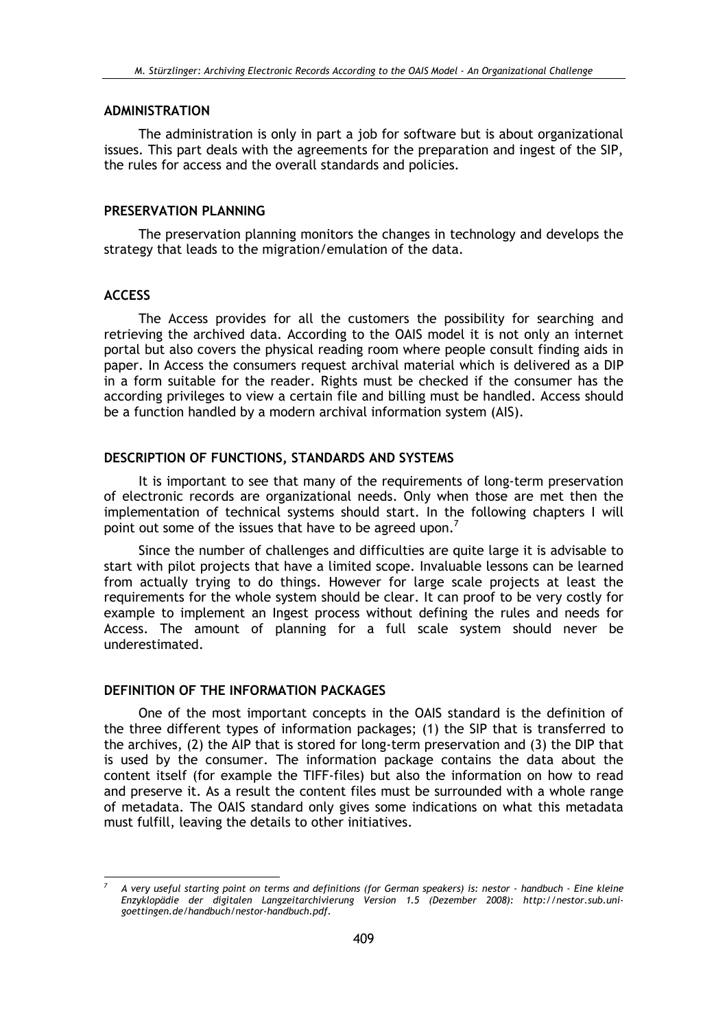## ADMINISTRATION

The administration is only in part a job for software but is about organizational issues. This part deals with the agreements for the preparation and ingest of the SIP, the rules for access and the overall standards and policies.

## PRESERVATION PLANNING

The preservation planning monitors the changes in technology and develops the strategy that leads to the migration/emulation of the data.

## ACCESS

The Access provides for all the customers the possibility for searching and retrieving the archived data. According to the OAIS model it is not only an internet portal but also covers the physical reading room where people consult finding aids in paper. In Access the consumers request archival material which is delivered as a DIP in a form suitable for the reader. Rights must be checked if the consumer has the according privileges to view a certain file and billing must be handled. Access should be a function handled by a modern archival information system (AIS).

## DESCRIPTION OF FUNCTIONS, STANDARDS AND SYSTEMS

It is important to see that many of the requirements of long-term preservation of electronic records are organizational needs. Only when those are met then the implementation of technical systems should start. In the following chapters I will point out some of the issues that have to be agreed upon.[7]

Since the number of challenges and difficulties are quite large it is advisable to start with pilot projects that have a limited scope. Invaluable lessons can be learned from actually trying to do things. However for large scale projects at least the requirements for the whole system should be clear. It can proof to be very costly for example to implement an Ingest process without defining the rules and needs for Access. The amount of planning for a full scale system should never be underestimated.

## DEFINITION OF THE INFORMATION PACKAGES

One of the most important concepts in the OAIS standard is the definition of the three different types of information packages; (1) the SIP that is transferred to the archives, (2) the AIP that is stored for long-term preservation and (3) the DIP that is used by the consumer. The information package contains the data about the content itself (for example the TIFF-files) but also the information on how to read and preserve it. As a result the content files must be surrounded with a whole range of metadata. The OAIS standard only gives some indications on what this metadata must fulfill, leaving the details to other initiatives.

---

[7] *A very useful starting point on terms and definitions (for German speakers) is: nestor - handbuch - Eine kleine Enzyklopädie der digitalen Langzeitarchivierung Version 1.5 (Dezember 2008): http://nestor.sub.uni-goettingen.de/handbuch/nestor-handbuch.pdf.*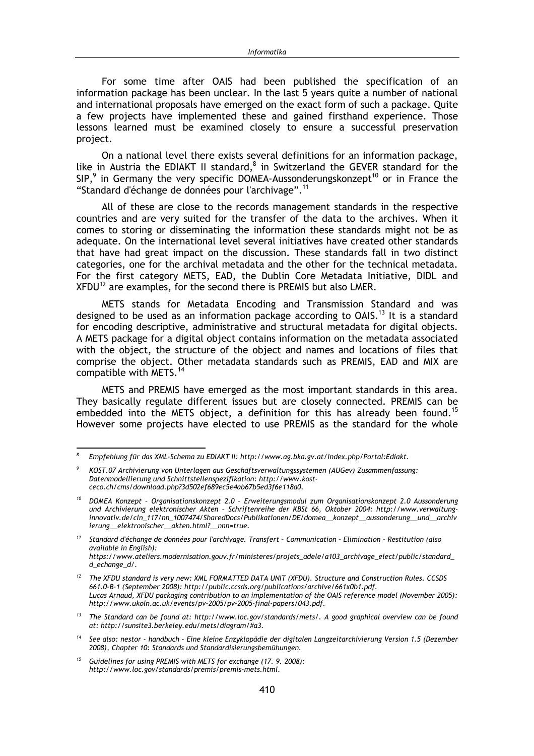For some time after OAIS had been published the specification of an information package has been unclear. In the last 5 years quite a number of national and international proposals have emerged on the exact form of such a package. Quite a few projects have implemented these and gained firsthand experience. Those lessons learned must be examined closely to ensure a successful preservation project.

On a national level there exists several definitions for an information package, like in Austria the EDIAKT II standard,[8] in Switzerland the GEVER standard for the SIP,[9] in Germany the very specific DOMEA-Aussonderungskonzept[10] or in France the "Standard d'échange de données pour l'archivage".[11]

All of these are close to the records management standards in the respective countries and are very suited for the transfer of the data to the archives. When it comes to storing or disseminating the information these standards might not be as adequate. On the international level several initiatives have created other standards that have had great impact on the discussion. These standards fall in two distinct categories, one for the archival metadata and the other for the technical metadata. For the first category METS, EAD, the Dublin Core Metadata Initiative, DIDL and XFDU[12] are examples, for the second there is PREMIS but also LMER.

METS stands for Metadata Encoding and Transmission Standard and was designed to be used as an information package according to OAIS.[13] It is a standard for encoding descriptive, administrative and structural metadata for digital objects. A METS package for a digital object contains information on the metadata associated with the object, the structure of the object and names and locations of files that comprise the object. Other metadata standards such as PREMIS, EAD and MIX are compatible with METS.[14]

METS and PREMIS have emerged as the most important standards in this area. They basically regulate different issues but are closely connected. PREMIS can be embedded into the METS object, a definition for this has already been found.[15] However some projects have elected to use PREMIS as the standard for the whole

---

[8] *Empfehlung für das XML-Schema zu EDIAKT II: http://www.ag.bka.gv.at/index.php/Portal:Ediakt.*

[9] *KOST.07 Archivierung von Unterlagen aus Geschäftsverwaltungssystemen (AUGev) Zusammenfassung: Datenmodellierung und Schnittstellenspezifikation: http://www.kost-ceco.ch/cms/download.php?3d502ef689ec5e4ab67b5ed3f6e118a0.*

[10] *DOMEA Konzept – Organisationskonzept 2.0 – Erweiterungsmodul zum Organisationskonzept 2.0 Aussonderung und Archivierung elektronischer Akten – Schriftenreihe der KBSt 66, Oktober 2004: http://www.verwaltung-innovativ.de/cln_117/nn_1007474/SharedDocs/Publikationen/DE/domea__konzept__aussonderung__und__archivierung__elektronischer__akten.html?__nnn=true.*

[11] *Standard d'échange de données pour l'archivage. Transfert – Communication – Elimination – Restitution (also available in English): https://www.ateliers.modernisation.gouv.fr/ministeres/projets_adele/a103_archivage_elect/public/standard_d_echange_d/.*

[12] *The XFDU standard is very new: XML FORMATTED DATA UNIT (XFDU). Structure and Construction Rules. CCSDS 661.0-B-1 (September 2008): http://public.ccsds.org/publications/archive/661x0b1.pdf. Lucas Arnaud, XFDU packaging contribution to an implementation of the OAIS reference model (November 2005): http://www.ukoln.ac.uk/events/pv-2005/pv-2005-final-papers/043.pdf.*

[13] *The Standard can be found at: http://www.loc.gov/standards/mets/. A good graphical overview can be found at: http://sunsite3.berkeley.edu/mets/diagram/#a3.*

[14] *See also: nestor - handbuch - Eine kleine Enzyklopädie der digitalen Langzeitarchivierung Version 1.5 (Dezember 2008), Chapter 10: Standards und Standardisierungsbemühungen.*

[15] *Guidelines for using PREMIS with METS for exchange (17. 9. 2008): http://www.loc.gov/standards/premis/premis-mets.html.*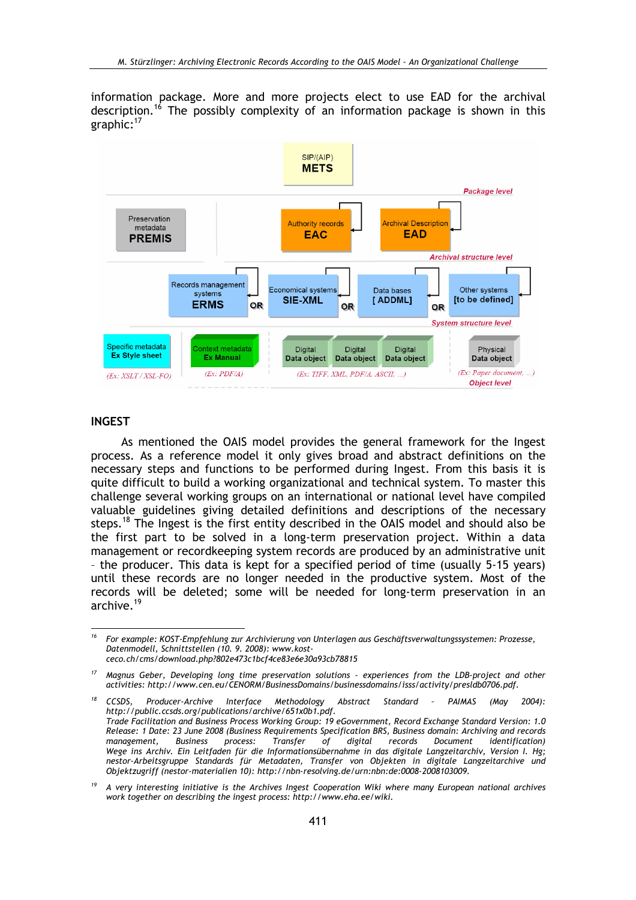information package. More and more projects elect to use EAD for the archival description.[16] The possibly complexity of an information package is shown in this graphic:[17]

## INGEST

As mentioned the OAIS model provides the general framework for the Ingest process. As a reference model it only gives broad and abstract definitions on the necessary steps and functions to be performed during Ingest. From this basis it is quite difficult to build a working organizational and technical system. To master this challenge several working groups on an international or national level have compiled valuable guidelines giving detailed definitions and descriptions of the necessary steps.[18] The Ingest is the first entity described in the OAIS model and should also be the first part to be solved in a long-term preservation project. Within a data management or recordkeeping system records are produced by an administrative unit – the producer. This data is kept for a specified period of time (usually 5-15 years) until these records are no longer needed in the productive system. Most of the records will be deleted; some will be needed for long-term preservation in an archive.[19]

---

[16] *For example: KOST-Empfehlung zur Archivierung von Unterlagen aus Geschäftsverwaltungssystemen: Prozesse, Datenmodell, Schnittstellen (10. 9. 2008): www.kost-ceco.ch/cms/download.php?802e473c1bcf4ce83e6e30a93cb78815*

[17] *Magnus Geber, Developing long time preservation solutions - experiences from the LDB-project and other activities: http://www.cen.eu/CENORM/BusinessDomains/businessdomains/isss/activity/presldb0706.pdf.*

[18] *CCSDS, Producer-Archive Interface Methodology Abstract Standard - PAIMAS (May 2004): http://public.ccsds.org/publications/archive/651x0b1.pdf.*
*Trade Facilitation and Business Process Working Group: 19 eGovernment, Record Exchange Standard Version: 1.0 Release: 1 Date: 23 June 2008 (Business Requirements Specification BRS, Business domain: Archiving and records management, Business process: Transfer of digital records Document identification)*
*Wege ins Archiv. Ein Leitfaden für die Informationsübernahme in das digitale Langzeitarchiv, Version I. Hg; nestor-Arbeitsgruppe Standards für Metadaten, Transfer von Objekten in digitale Langzeitarchive und Objektzugriff (nestor-materialien 10): http://nbn-resolving.de/urn:nbn:de:0008-2008103009.*

[19] *A very interesting initiative is the Archives Ingest Cooperation Wiki where many European national archives work together on describing the ingest process: http://www.eha.ee/wiki.*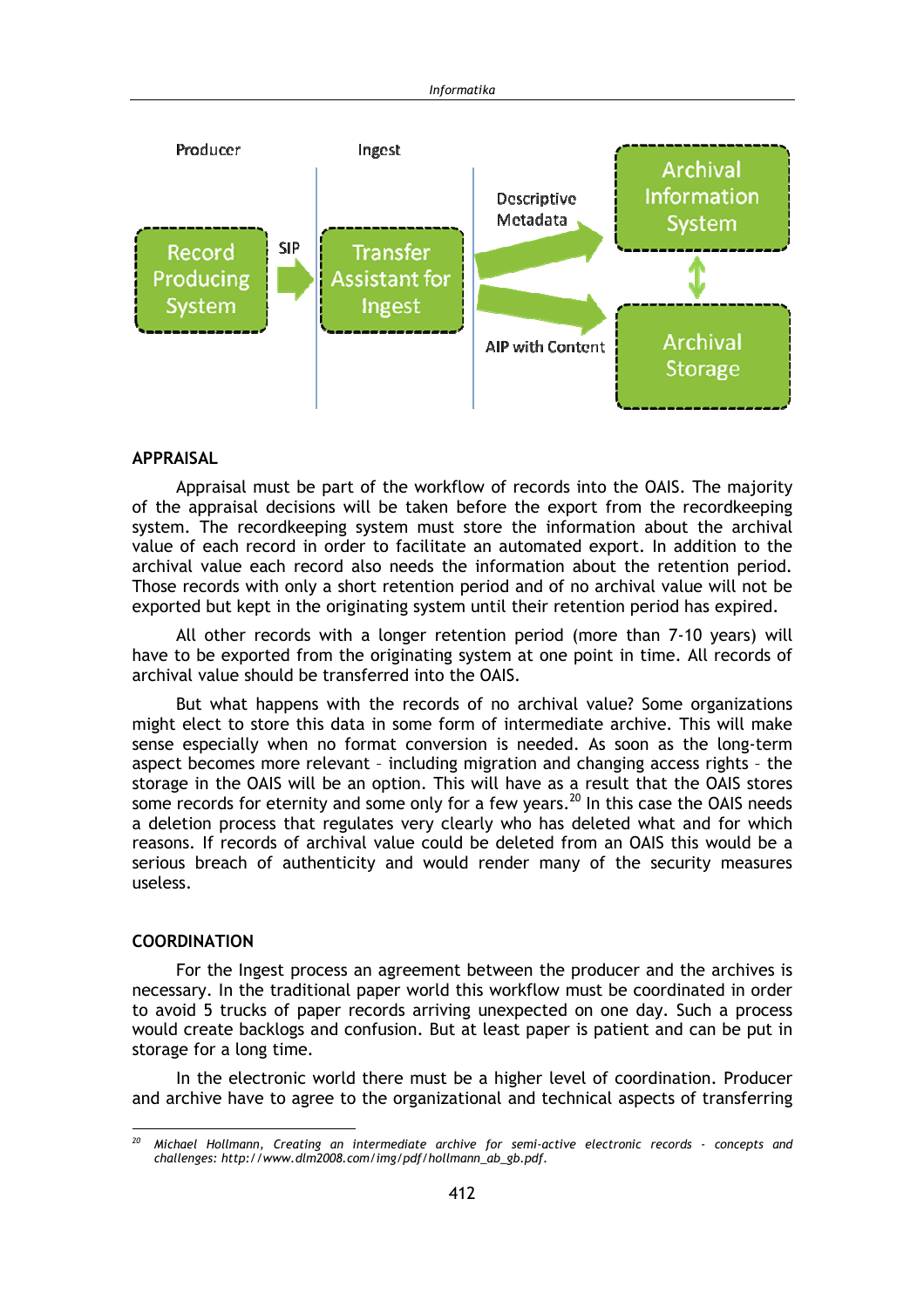Producer | Ingest

Record Producing System → SIP → Transfer Assistant for Ingest → Descriptive Metadata → Archival Information System

Transfer Assistant for Ingest → AIP with Content → Archival Storage

Archival Information System ↕ Archival Storage

### APPRAISAL

Appraisal must be part of the workflow of records into the OAIS. The majority of the appraisal decisions will be taken before the export from the recordkeeping system. The recordkeeping system must store the information about the archival value of each record in order to facilitate an automated export. In addition to the archival value each record also needs the information about the retention period. Those records with only a short retention period and of no archival value will not be exported but kept in the originating system until their retention period has expired.

All other records with a longer retention period (more than 7-10 years) will have to be exported from the originating system at one point in time. All records of archival value should be transferred into the OAIS.

But what happens with the records of no archival value? Some organizations might elect to store this data in some form of intermediate archive. This will make sense especially when no format conversion is needed. As soon as the long-term aspect becomes more relevant – including migration and changing access rights – the storage in the OAIS will be an option. This will have as a result that the OAIS stores some records for eternity and some only for a few years.[20] In this case the OAIS needs a deletion process that regulates very clearly who has deleted what and for which reasons. If records of archival value could be deleted from an OAIS this would be a serious breach of authenticity and would render many of the security measures useless.

### COORDINATION

For the Ingest process an agreement between the producer and the archives is necessary. In the traditional paper world this workflow must be coordinated in order to avoid 5 trucks of paper records arriving unexpected on one day. Such a process would create backlogs and confusion. But at least paper is patient and can be put in storage for a long time.

In the electronic world there must be a higher level of coordination. Producer and archive have to agree to the organizational and technical aspects of transferring

---

[20] *Michael Hollmann, Creating an intermediate archive for semi-active electronic records - concepts and challenges: http://www.dlm2008.com/img/pdf/hollmann_ab_gb.pdf.*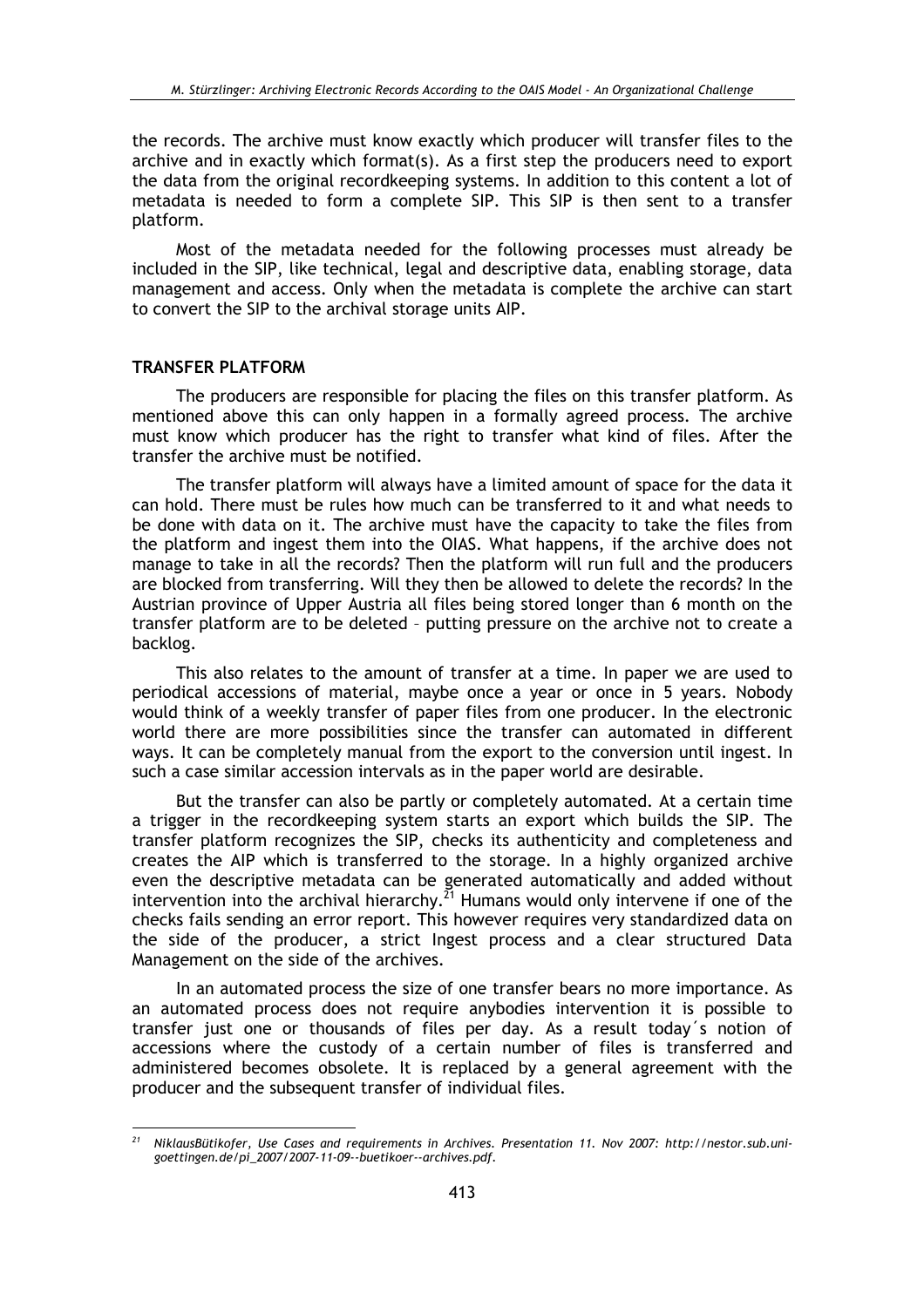the records. The archive must know exactly which producer will transfer files to the archive and in exactly which format(s). As a first step the producers need to export the data from the original recordkeeping systems. In addition to this content a lot of metadata is needed to form a complete SIP. This SIP is then sent to a transfer platform.

Most of the metadata needed for the following processes must already be included in the SIP, like technical, legal and descriptive data, enabling storage, data management and access. Only when the metadata is complete the archive can start to convert the SIP to the archival storage units AIP.

**TRANSFER PLATFORM**

The producers are responsible for placing the files on this transfer platform. As mentioned above this can only happen in a formally agreed process. The archive must know which producer has the right to transfer what kind of files. After the transfer the archive must be notified.

The transfer platform will always have a limited amount of space for the data it can hold. There must be rules how much can be transferred to it and what needs to be done with data on it. The archive must have the capacity to take the files from the platform and ingest them into the OIAS. What happens, if the archive does not manage to take in all the records? Then the platform will run full and the producers are blocked from transferring. Will they then be allowed to delete the records? In the Austrian province of Upper Austria all files being stored longer than 6 month on the transfer platform are to be deleted – putting pressure on the archive not to create a backlog.

This also relates to the amount of transfer at a time. In paper we are used to periodical accessions of material, maybe once a year or once in 5 years. Nobody would think of a weekly transfer of paper files from one producer. In the electronic world there are more possibilities since the transfer can automated in different ways. It can be completely manual from the export to the conversion until ingest. In such a case similar accession intervals as in the paper world are desirable.

But the transfer can also be partly or completely automated. At a certain time a trigger in the recordkeeping system starts an export which builds the SIP. The transfer platform recognizes the SIP, checks its authenticity and completeness and creates the AIP which is transferred to the storage. In a highly organized archive even the descriptive metadata can be generated automatically and added without intervention into the archival hierarchy.[21] Humans would only intervene if one of the checks fails sending an error report. This however requires very standardized data on the side of the producer, a strict Ingest process and a clear structured Data Management on the side of the archives.

In an automated process the size of one transfer bears no more importance. As an automated process does not require anybodies intervention it is possible to transfer just one or thousands of files per day. As a result today´s notion of accessions where the custody of a certain number of files is transferred and administered becomes obsolete. It is replaced by a general agreement with the producer and the subsequent transfer of individual files.

---

[21] *NiklausBütikofer, Use Cases and requirements in Archives. Presentation 11. Nov 2007: http://nestor.sub.uni-goettingen.de/pi_2007/2007-11-09--buetikoer--archives.pdf.*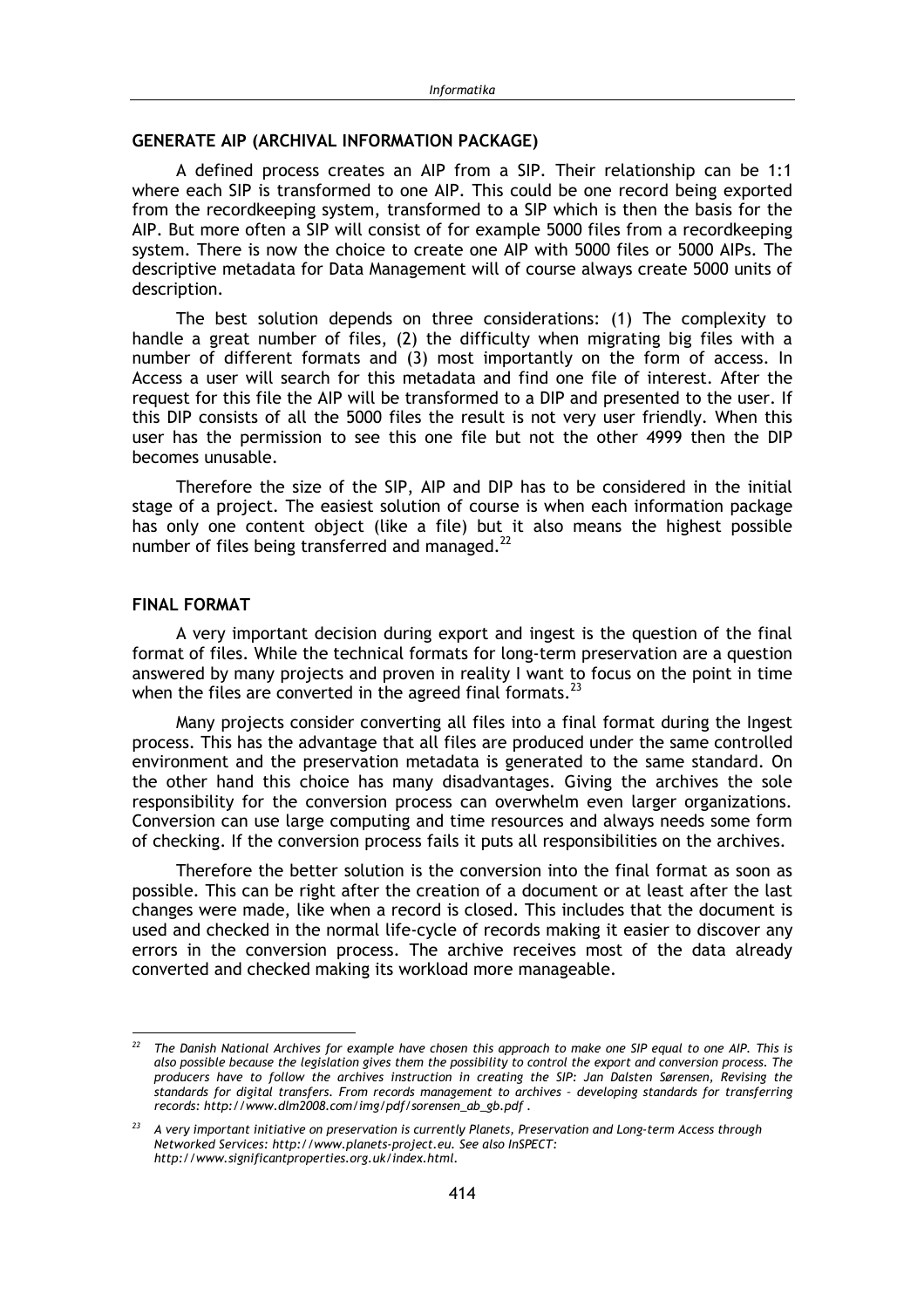## GENERATE AIP (ARCHIVAL INFORMATION PACKAGE)

A defined process creates an AIP from a SIP. Their relationship can be 1:1 where each SIP is transformed to one AIP. This could be one record being exported from the recordkeeping system, transformed to a SIP which is then the basis for the AIP. But more often a SIP will consist of for example 5000 files from a recordkeeping system. There is now the choice to create one AIP with 5000 files or 5000 AIPs. The descriptive metadata for Data Management will of course always create 5000 units of description.

The best solution depends on three considerations: (1) The complexity to handle a great number of files, (2) the difficulty when migrating big files with a number of different formats and (3) most importantly on the form of access. In Access a user will search for this metadata and find one file of interest. After the request for this file the AIP will be transformed to a DIP and presented to the user. If this DIP consists of all the 5000 files the result is not very user friendly. When this user has the permission to see this one file but not the other 4999 then the DIP becomes unusable.

Therefore the size of the SIP, AIP and DIP has to be considered in the initial stage of a project. The easiest solution of course is when each information package has only one content object (like a file) but it also means the highest possible number of files being transferred and managed.[22]

## FINAL FORMAT

A very important decision during export and ingest is the question of the final format of files. While the technical formats for long-term preservation are a question answered by many projects and proven in reality I want to focus on the point in time when the files are converted in the agreed final formats.[23]

Many projects consider converting all files into a final format during the Ingest process. This has the advantage that all files are produced under the same controlled environment and the preservation metadata is generated to the same standard. On the other hand this choice has many disadvantages. Giving the archives the sole responsibility for the conversion process can overwhelm even larger organizations. Conversion can use large computing and time resources and always needs some form of checking. If the conversion process fails it puts all responsibilities on the archives.

Therefore the better solution is the conversion into the final format as soon as possible. This can be right after the creation of a document or at least after the last changes were made, like when a record is closed. This includes that the document is used and checked in the normal life-cycle of records making it easier to discover any errors in the conversion process. The archive receives most of the data already converted and checked making its workload more manageable.

---

[22] *The Danish National Archives for example have chosen this approach to make one SIP equal to one AIP. This is also possible because the legislation gives them the possibility to control the export and conversion process. The producers have to follow the archives instruction in creating the SIP: Jan Dalsten Sørensen, Revising the standards for digital transfers. From records management to archives – developing standards for transferring records: http://www.dlm2008.com/img/pdf/sorensen_ab_gb.pdf .*

[23] *A very important initiative on preservation is currently Planets, Preservation and Long-term Access through Networked Services: http://www.planets-project.eu. See also InSPECT: http://www.significantproperties.org.uk/index.html.*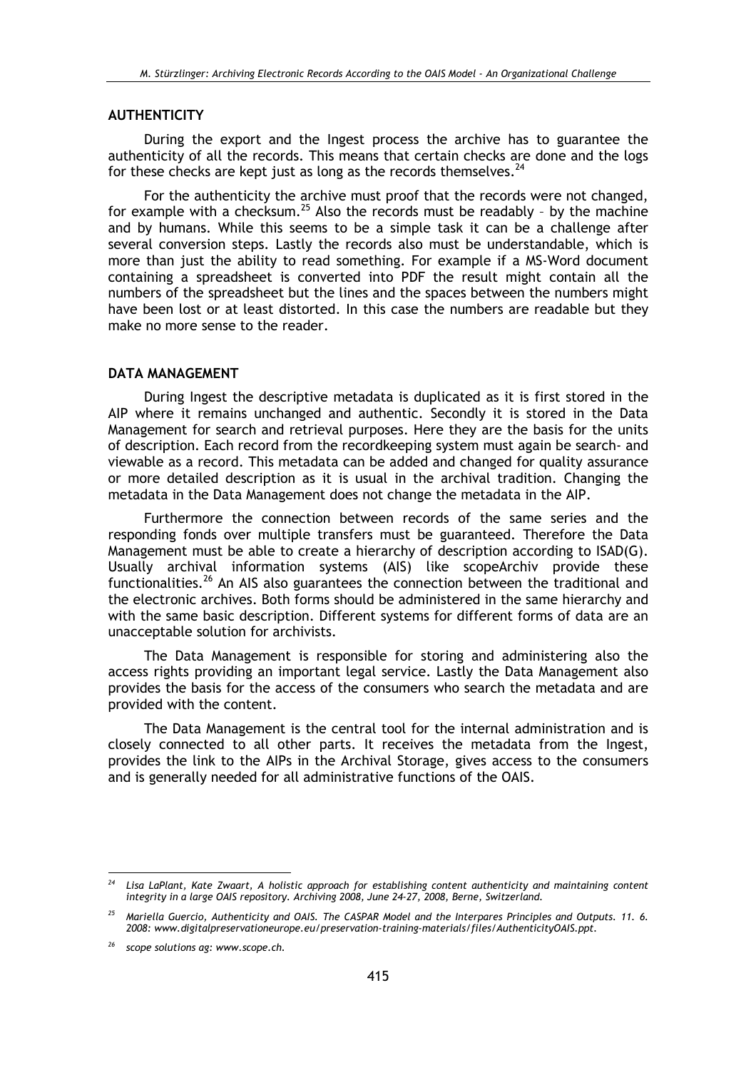### AUTHENTICITY

During the export and the Ingest process the archive has to guarantee the authenticity of all the records. This means that certain checks are done and the logs for these checks are kept just as long as the records themselves.[24]

For the authenticity the archive must proof that the records were not changed, for example with a checksum.[25] Also the records must be readably – by the machine and by humans. While this seems to be a simple task it can be a challenge after several conversion steps. Lastly the records also must be understandable, which is more than just the ability to read something. For example if a MS-Word document containing a spreadsheet is converted into PDF the result might contain all the numbers of the spreadsheet but the lines and the spaces between the numbers might have been lost or at least distorted. In this case the numbers are readable but they make no more sense to the reader.

### DATA MANAGEMENT

During Ingest the descriptive metadata is duplicated as it is first stored in the AIP where it remains unchanged and authentic. Secondly it is stored in the Data Management for search and retrieval purposes. Here they are the basis for the units of description. Each record from the recordkeeping system must again be search- and viewable as a record. This metadata can be added and changed for quality assurance or more detailed description as it is usual in the archival tradition. Changing the metadata in the Data Management does not change the metadata in the AIP.

Furthermore the connection between records of the same series and the responding fonds over multiple transfers must be guaranteed. Therefore the Data Management must be able to create a hierarchy of description according to ISAD(G). Usually archival information systems (AIS) like scopeArchiv provide these functionalities.[26] An AIS also guarantees the connection between the traditional and the electronic archives. Both forms should be administered in the same hierarchy and with the same basic description. Different systems for different forms of data are an unacceptable solution for archivists.

The Data Management is responsible for storing and administering also the access rights providing an important legal service. Lastly the Data Management also provides the basis for the access of the consumers who search the metadata and are provided with the content.

The Data Management is the central tool for the internal administration and is closely connected to all other parts. It receives the metadata from the Ingest, provides the link to the AIPs in the Archival Storage, gives access to the consumers and is generally needed for all administrative functions of the OAIS.

---

[24] *Lisa LaPlant, Kate Zwaart, A holistic approach for establishing content authenticity and maintaining content integrity in a large OAIS repository. Archiving 2008, June 24-27, 2008, Berne, Switzerland.*

[25] *Mariella Guercio, Authenticity and OAIS. The CASPAR Model and the Interpares Principles and Outputs. 11. 6. 2008: www.digitalpreservationeurope.eu/preservation-training-materials/files/AuthenticityOAIS.ppt.*

[26] *scope solutions ag: www.scope.ch.*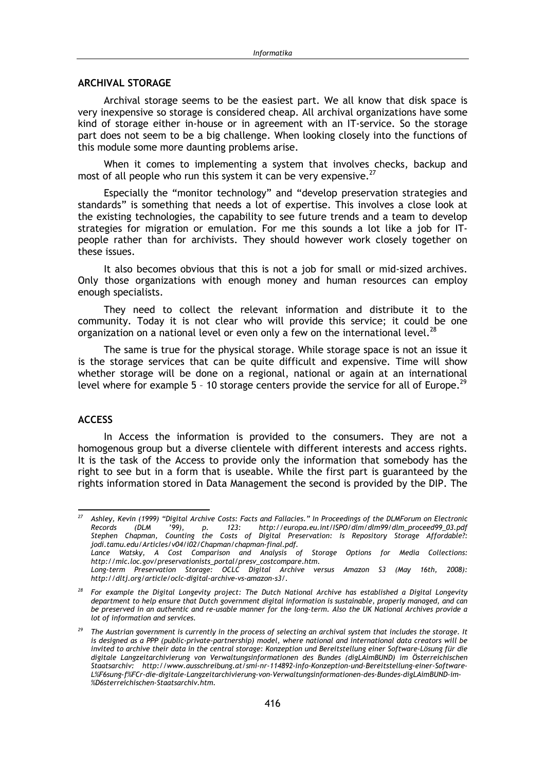## ARCHIVAL STORAGE

Archival storage seems to be the easiest part. We all know that disk space is very inexpensive so storage is considered cheap. All archival organizations have some kind of storage either in-house or in agreement with an IT-service. So the storage part does not seem to be a big challenge. When looking closely into the functions of this module some more daunting problems arise.

When it comes to implementing a system that involves checks, backup and most of all people who run this system it can be very expensive.[27]

Especially the "monitor technology" and "develop preservation strategies and standards" is something that needs a lot of expertise. This involves a close look at the existing technologies, the capability to see future trends and a team to develop strategies for migration or emulation. For me this sounds a lot like a job for IT-people rather than for archivists. They should however work closely together on these issues.

It also becomes obvious that this is not a job for small or mid-sized archives. Only those organizations with enough money and human resources can employ enough specialists.

They need to collect the relevant information and distribute it to the community. Today it is not clear who will provide this service; it could be one organization on a national level or even only a few on the international level.[28]

The same is true for the physical storage. While storage space is not an issue it is the storage services that can be quite difficult and expensive. Time will show whether storage will be done on a regional, national or again at an international level where for example 5 – 10 storage centers provide the service for all of Europe.[29]

## ACCESS

In Access the information is provided to the consumers. They are not a homogenous group but a diverse clientele with different interests and access rights. It is the task of the Access to provide only the information that somebody has the right to see but in a form that is useable. While the first part is guaranteed by the rights information stored in Data Management the second is provided by the DIP. The

---

[27] *Ashley, Kevin (1999) "Digital Archive Costs: Facts and Fallacies." In Proceedings of the DLMForum on Electronic Records (DLM '99), p. 123: http://europa.eu.int/ISPO/dlm/dlm99/dlm_proceed99_03.pdf Stephen Chapman, Counting the Costs of Digital Preservation: Is Repository Storage Affordable?: jodi.tamu.edu/Articles/v04/i02/Chapman/chapman-final.pdf.*
*Lance Watsky, A Cost Comparison and Analysis of Storage Options for Media Collections: http://mic.loc.gov/preservationists_portal/presv_costcompare.htm.*
*Long-term Preservation Storage: OCLC Digital Archive versus Amazon S3 (May 16th, 2008): http://dltj.org/article/oclc-digital-archive-vs-amazon-s3/.*

[28] *For example the Digital Longevity project: The Dutch National Archive has established a Digital Longevity department to help ensure that Dutch government digital information is sustainable, properly managed, and can be preserved in an authentic and re-usable manner for the long-term. Also the UK National Archives provide a lot of information and services.*

[29] *The Austrian government is currently in the process of selecting an archival system that includes the storage. It is designed as a PPP (public-private-partnership) model, where national and international data creators will be invited to archive their data in the central storage: Konzeption und Bereitstellung einer Software-Lösung für die digitale Langzeitarchivierung von Verwaltungsinformationen des Bundes (digLAimBUND) im Österreichischen Staatsarchiv: http://www.ausschreibung.at/smi-nr-114892-info-Konzeption-und-Bereitstellung-einer-Software-L%F6sung-f%FCr-die-digitale-Langzeitarchivierung-von-Verwaltungsinformationen-des-Bundes-digLAimBUND-im-%D6sterreichischen-Staatsarchiv.htm.*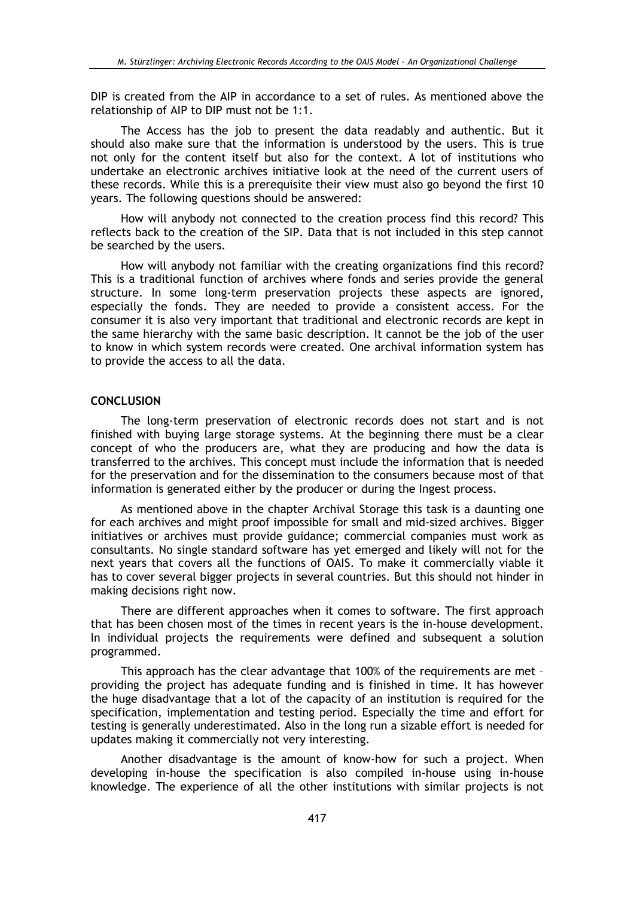DIP is created from the AIP in accordance to a set of rules. As mentioned above the relationship of AIP to DIP must not be 1:1.

The Access has the job to present the data readably and authentic. But it should also make sure that the information is understood by the users. This is true not only for the content itself but also for the context. A lot of institutions who undertake an electronic archives initiative look at the need of the current users of these records. While this is a prerequisite their view must also go beyond the first 10 years. The following questions should be answered:

How will anybody not connected to the creation process find this record? This reflects back to the creation of the SIP. Data that is not included in this step cannot be searched by the users.

How will anybody not familiar with the creating organizations find this record? This is a traditional function of archives where fonds and series provide the general structure. In some long-term preservation projects these aspects are ignored, especially the fonds. They are needed to provide a consistent access. For the consumer it is also very important that traditional and electronic records are kept in the same hierarchy with the same basic description. It cannot be the job of the user to know in which system records were created. One archival information system has to provide the access to all the data.

## CONCLUSION

The long-term preservation of electronic records does not start and is not finished with buying large storage systems. At the beginning there must be a clear concept of who the producers are, what they are producing and how the data is transferred to the archives. This concept must include the information that is needed for the preservation and for the dissemination to the consumers because most of that information is generated either by the producer or during the Ingest process.

As mentioned above in the chapter Archival Storage this task is a daunting one for each archives and might proof impossible for small and mid-sized archives. Bigger initiatives or archives must provide guidance; commercial companies must work as consultants. No single standard software has yet emerged and likely will not for the next years that covers all the functions of OAIS. To make it commercially viable it has to cover several bigger projects in several countries. But this should not hinder in making decisions right now.

There are different approaches when it comes to software. The first approach that has been chosen most of the times in recent years is the in-house development. In individual projects the requirements were defined and subsequent a solution programmed.

This approach has the clear advantage that 100% of the requirements are met – providing the project has adequate funding and is finished in time. It has however the huge disadvantage that a lot of the capacity of an institution is required for the specification, implementation and testing period. Especially the time and effort for testing is generally underestimated. Also in the long run a sizable effort is needed for updates making it commercially not very interesting.

Another disadvantage is the amount of know-how for such a project. When developing in-house the specification is also compiled in-house using in-house knowledge. The experience of all the other institutions with similar projects is not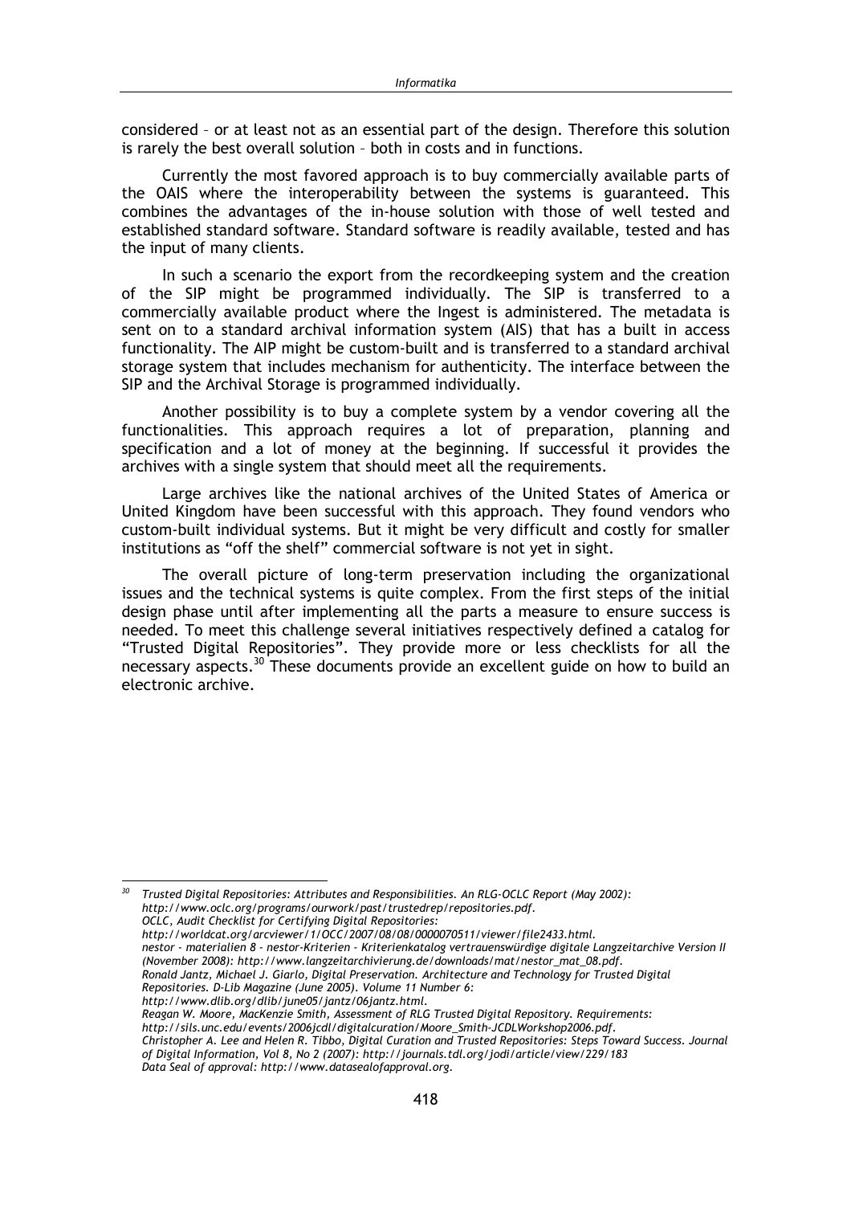considered – or at least not as an essential part of the design. Therefore this solution is rarely the best overall solution – both in costs and in functions.

Currently the most favored approach is to buy commercially available parts of the OAIS where the interoperability between the systems is guaranteed. This combines the advantages of the in-house solution with those of well tested and established standard software. Standard software is readily available, tested and has the input of many clients.

In such a scenario the export from the recordkeeping system and the creation of the SIP might be programmed individually. The SIP is transferred to a commercially available product where the Ingest is administered. The metadata is sent on to a standard archival information system (AIS) that has a built in access functionality. The AIP might be custom-built and is transferred to a standard archival storage system that includes mechanism for authenticity. The interface between the SIP and the Archival Storage is programmed individually.

Another possibility is to buy a complete system by a vendor covering all the functionalities. This approach requires a lot of preparation, planning and specification and a lot of money at the beginning. If successful it provides the archives with a single system that should meet all the requirements.

Large archives like the national archives of the United States of America or United Kingdom have been successful with this approach. They found vendors who custom-built individual systems. But it might be very difficult and costly for smaller institutions as "off the shelf" commercial software is not yet in sight.

The overall picture of long-term preservation including the organizational issues and the technical systems is quite complex. From the first steps of the initial design phase until after implementing all the parts a measure to ensure success is needed. To meet this challenge several initiatives respectively defined a catalog for "Trusted Digital Repositories". They provide more or less checklists for all the necessary aspects.[30] These documents provide an excellent guide on how to build an electronic archive.

---

[30] *Trusted Digital Repositories: Attributes and Responsibilities. An RLG-OCLC Report (May 2002): http://www.oclc.org/programs/ourwork/past/trustedrep/repositories.pdf.*
*OCLC, Audit Checklist for Certifying Digital Repositories: http://worldcat.org/arcviewer/1/OCC/2007/08/08/0000070511/viewer/file2433.html.*
*nestor - materialien 8 - nestor-Kriterien - Kriterienkatalog vertrauenswürdige digitale Langzeitarchive Version II (November 2008): http://www.langzeitarchivierung.de/downloads/mat/nestor_mat_08.pdf.*
*Ronald Jantz, Michael J. Giarlo, Digital Preservation. Architecture and Technology for Trusted Digital Repositories. D-Lib Magazine (June 2005). Volume 11 Number 6: http://www.dlib.org/dlib/june05/jantz/06jantz.html.*
*Reagan W. Moore, MacKenzie Smith, Assessment of RLG Trusted Digital Repository. Requirements: http://sils.unc.edu/events/2006jcdl/digitalcuration/Moore_Smith-JCDLWorkshop2006.pdf.*
*Christopher A. Lee and Helen R. Tibbo, Digital Curation and Trusted Repositories: Steps Toward Success. Journal of Digital Information, Vol 8, No 2 (2007): http://journals.tdl.org/jodi/article/view/229/183*
*Data Seal of approval: http://www.datasealofapproval.org.*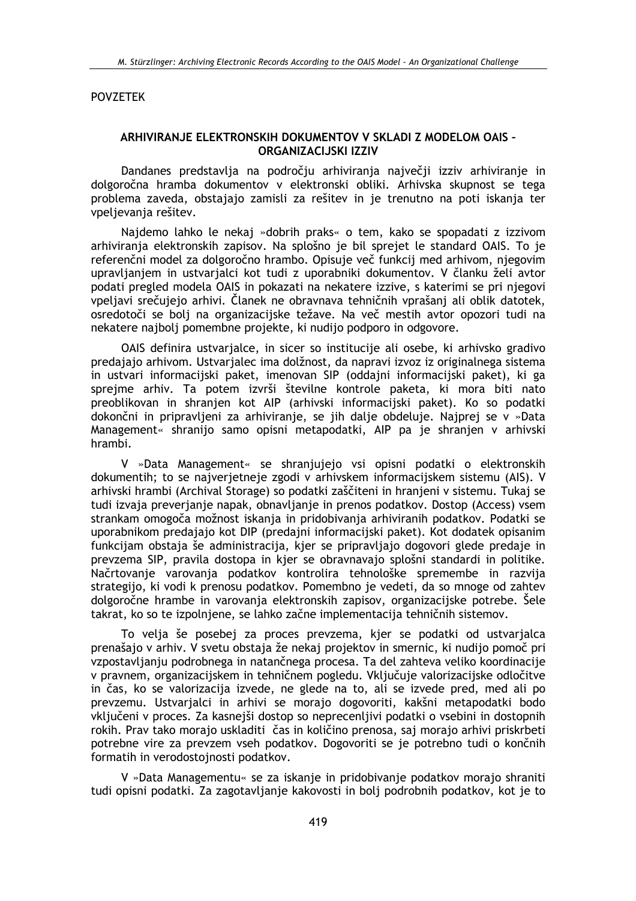POVZETEK

### ARHIVIRANJE ELEKTRONSKIH DOKUMENTOV V SKLADI Z MODELOM OAIS – ORGANIZACIJSKI IZZIV

Dandanes predstavlja na področju arhiviranja največji izziv arhiviranje in dolgoročna hramba dokumentov v elektronski obliki. Arhivska skupnost se tega problema zaveda, obstajajo zamisli za rešitev in je trenutno na poti iskanja ter vpeljevanja rešitev.

Najdemo lahko le nekaj »dobrih praks« o tem, kako se spopadati z izzivom arhiviranja elektronskih zapisov. Na splošno je bil sprejet le standard OAIS. To je referenčni model za dolgoročno hrambo. Opisuje več funkcij med arhivom, njegovim upravljanjem in ustvarjalci kot tudi z uporabniki dokumentov. V članku želi avtor podati pregled modela OAIS in pokazati na nekatere izzive, s katerimi se pri njegovi vpeljavi srečujejo arhivi. Članek ne obravnava tehničnih vprašanj ali oblik datotek, osredotoči se bolj na organizacijske težave. Na več mestih avtor opozori tudi na nekatere najbolj pomembne projekte, ki nudijo podporo in odgovore.

OAIS definira ustvarjalce, in sicer so institucije ali osebe, ki arhivsko gradivo predajajo arhivom. Ustvarjalec ima dolžnost, da napravi izvoz iz originalnega sistema in ustvari informacijski paket, imenovan SIP (oddajni informacijski paket), ki ga sprejme arhiv. Ta potem izvrši številne kontrole paketa, ki mora biti nato preoblikovan in shranjen kot AIP (arhivski informacijski paket). Ko so podatki dokončni in pripravljeni za arhiviranje, se jih dalje obdeluje. Najprej se v »Data Management« shranijo samo opisni metapodatki, AIP pa je shranjen v arhivski hrambi.

V »Data Management« se shranjujejo vsi opisni podatki o elektronskih dokumentih; to se najverjetneje zgodi v arhivskem informacijskem sistemu (AIS). V arhivski hrambi (Archival Storage) so podatki zaščiteni in hranjeni v sistemu. Tukaj se tudi izvaja preverjanje napak, obnavljanje in prenos podatkov. Dostop (Access) vsem strankam omogoča možnost iskanja in pridobivanja arhiviranih podatkov. Podatki se uporabnikom predajajo kot DIP (predajni informacijski paket). Kot dodatek opisanim funkcijam obstaja še administracija, kjer se pripravljajo dogovori glede predaje in prevzema SIP, pravila dostopa in kjer se obravnavajo splošni standardi in politike. Načrtovanje varovanja podatkov kontrolira tehnološke spremembe in razvija strategijo, ki vodi k prenosu podatkov. Pomembno je vedeti, da so mnoge od zahtev dolgoročne hrambe in varovanja elektronskih zapisov, organizacijske potrebe. Šele takrat, ko so te izpolnjene, se lahko začne implementacija tehničnih sistemov.

To velja še posebej za proces prevzema, kjer se podatki od ustvarjalca prenašajo v arhiv. V svetu obstaja že nekaj projektov in smernic, ki nudijo pomoč pri vzpostavljanju podrobnega in natančnega procesa. Ta del zahteva veliko koordinacije v pravnem, organizacijskem in tehničnem pogledu. Vključuje valorizacijske odločitve in čas, ko se valorizacija izvede, ne glede na to, ali se izvede pred, med ali po prevzemu. Ustvarjalci in arhivi se morajo dogovoriti, kakšni metapodatki bodo vključeni v proces. Za kasnejši dostop so neprecenljivi podatki o vsebini in dostopnih rokih. Prav tako morajo uskladiti čas in količino prenosa, saj morajo arhivi priskrbeti potrebne vire za prevzem vseh podatkov. Dogovoriti se je potrebno tudi o končnih formatih in verodostojnosti podatkov.

V »Data Managementu« se za iskanje in pridobivanje podatkov morajo shraniti tudi opisni podatki. Za zagotavljanje kakovosti in bolj podrobnih podatkov, kot je to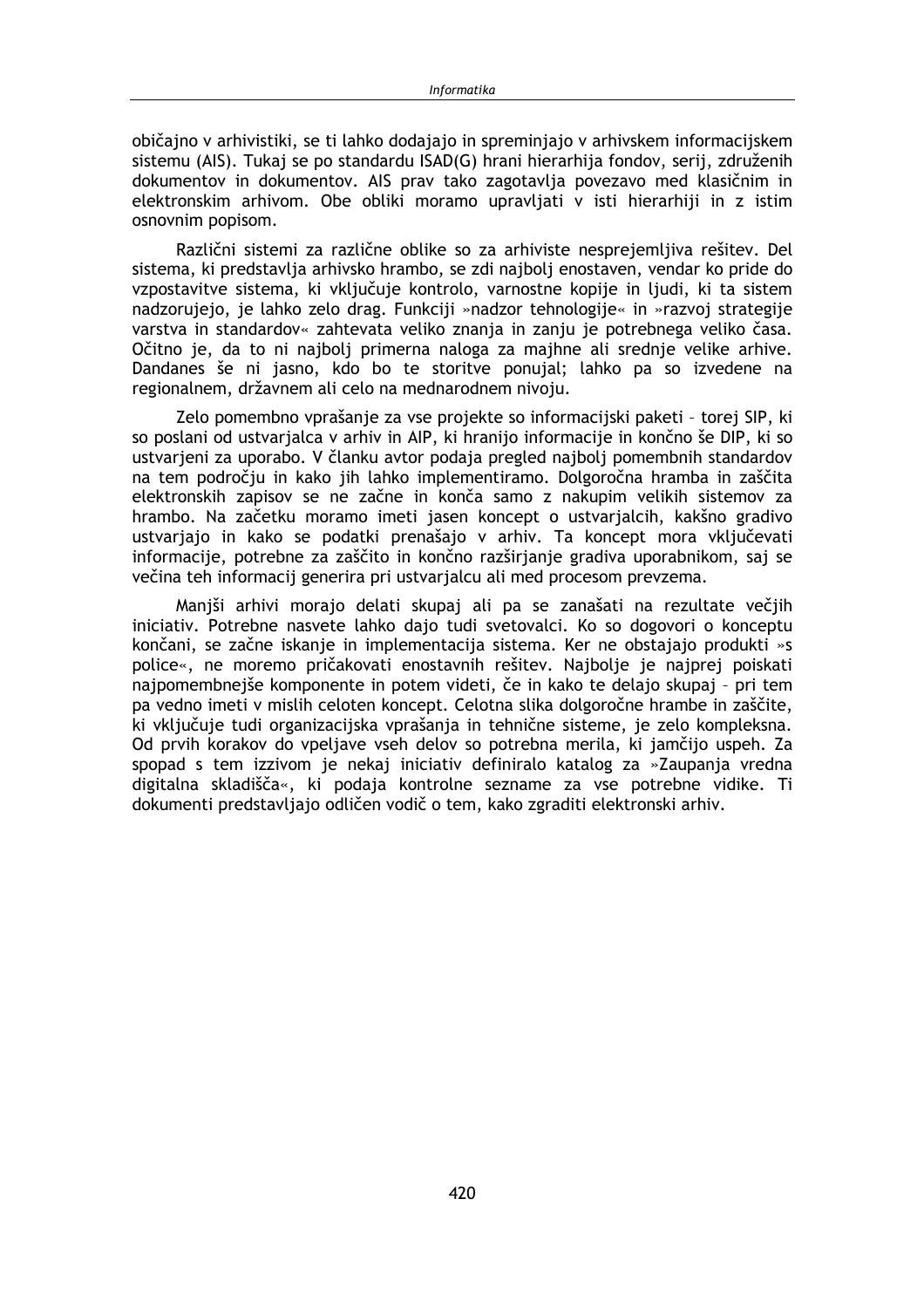običajno v arhivistiki, se ti lahko dodajajo in spreminjajo v arhivskem informacijskem sistemu (AIS). Tukaj se po standardu ISAD(G) hrani hierarhija fondov, serij, združenih dokumentov in dokumentov. AIS prav tako zagotavlja povezavo med klasičnim in elektronskim arhivom. Obe obliki moramo upravljati v isti hierarhiji in z istim osnovnim popisom.

Različni sistemi za različne oblike so za arhiviste nesprejemljiva rešitev. Del sistema, ki predstavlja arhivsko hrambo, se zdi najbolj enostaven, vendar ko pride do vzpostavitve sistema, ki vključuje kontrolo, varnostne kopije in ljudi, ki ta sistem nadzorujejo, je lahko zelo drag. Funkciji »nadzor tehnologije« in »razvoj strategije varstva in standardov« zahtevata veliko znanja in zanju je potrebnega veliko časa. Očitno je, da to ni najbolj primerna naloga za majhne ali srednje velike arhive. Dandanes še ni jasno, kdo bo te storitve ponujal; lahko pa so izvedene na regionalnem, državnem ali celo na mednarodnem nivoju.

Zelo pomembno vprašanje za vse projekte so informacijski paketi – torej SIP, ki so poslani od ustvarjalca v arhiv in AIP, ki hranijo informacije in končno še DIP, ki so ustvarjeni za uporabo. V članku avtor podaja pregled najbolj pomembnih standardov na tem področju in kako jih lahko implementiramo. Dolgoročna hramba in zaščita elektronskih zapisov se ne začne in konča samo z nakupim velikih sistemov za hrambo. Na začetku moramo imeti jasen koncept o ustvarjalcih, kakšno gradivo ustvarjajo in kako se podatki prenašajo v arhiv. Ta koncept mora vključevati informacije, potrebne za zaščito in končno razširjanje gradiva uporabnikom, saj se večina teh informacij generira pri ustvarjalcu ali med procesom prevzema.

Manjši arhivi morajo delati skupaj ali pa se zanašati na rezultate večjih iniciativ. Potrebne nasvete lahko dajo tudi svetovalci. Ko so dogovori o konceptu končani, se začne iskanje in implementacija sistema. Ker ne obstajajo produkti »s police«, ne moremo pričakovati enostavnih rešitev. Najbolje je najprej poiskati najpomembnejše komponente in potem videti, če in kako te delajo skupaj – pri tem pa vedno imeti v mislih celoten koncept. Celotna slika dolgoročne hrambe in zaščite, ki vključuje tudi organizacijska vprašanja in tehnične sisteme, je zelo kompleksna. Od prvih korakov do vpeljave vseh delov so potrebna merila, ki jamčijo uspeh. Za spopad s tem izzivom je nekaj iniciativ definiralo katalog za »Zaupanja vredna digitalna skladišča«, ki podaja kontrolne sezname za vse potrebne vidike. Ti dokumenti predstavljajo odličen vodič o tem, kako zgraditi elektronski arhiv.